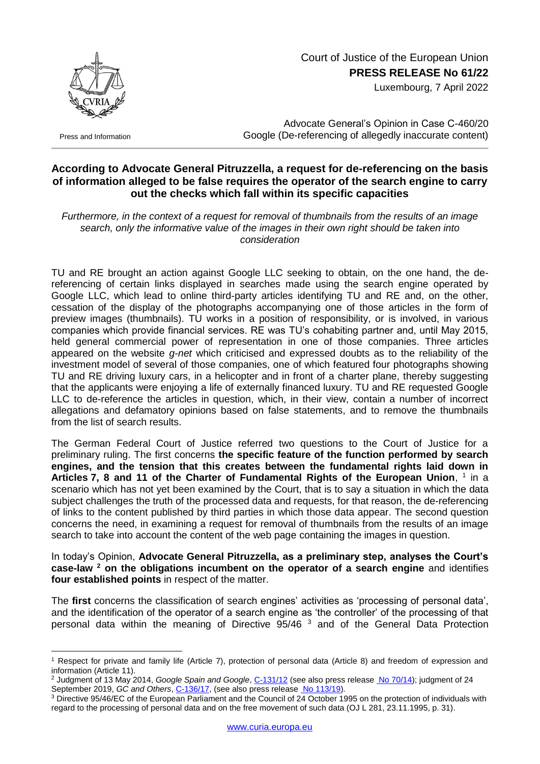Court of Justice of the European Union
**PRESS RELEASE No 61/22**
Luxembourg, 7 April 2022

Press and Information

Advocate General's Opinion in Case C-460/20
Google (De-referencing of allegedly inaccurate content)

## According to Advocate General Pitruzzella, a request for de-referencing on the basis of information alleged to be false requires the operator of the search engine to carry out the checks which fall within its specific capacities

*Furthermore, in the context of a request for removal of thumbnails from the results of an image search, only the informative value of the images in their own right should be taken into consideration*

TU and RE brought an action against Google LLC seeking to obtain, on the one hand, the de-referencing of certain links displayed in searches made using the search engine operated by Google LLC, which lead to online third-party articles identifying TU and RE and, on the other, cessation of the display of the photographs accompanying one of those articles in the form of preview images (thumbnails). TU works in a position of responsibility, or is involved, in various companies which provide financial services. RE was TU's cohabiting partner and, until May 2015, held general commercial power of representation in one of those companies. Three articles appeared on the website *g-net* which criticised and expressed doubts as to the reliability of the investment model of several of those companies, one of which featured four photographs showing TU and RE driving luxury cars, in a helicopter and in front of a charter plane, thereby suggesting that the applicants were enjoying a life of externally financed luxury. TU and RE requested Google LLC to de-reference the articles in question, which, in their view, contain a number of incorrect allegations and defamatory opinions based on false statements, and to remove the thumbnails from the list of search results.

The German Federal Court of Justice referred two questions to the Court of Justice for a preliminary ruling. The first concerns **the specific feature of the function performed by search engines, and the tension that this creates between the fundamental rights laid down in Articles 7, 8 and 11 of the Charter of Fundamental Rights of the European Union**, [1] in a scenario which has not yet been examined by the Court, that is to say a situation in which the data subject challenges the truth of the processed data and requests, for that reason, the de-referencing of links to the content published by third parties in which those data appear. The second question concerns the need, in examining a request for removal of thumbnails from the results of an image search to take into account the content of the web page containing the images in question.

In today's Opinion, **Advocate General Pitruzzella, as a preliminary step, analyses the Court's case-law [2] on the obligations incumbent on the operator of a search engine** and identifies **four established points** in respect of the matter.

The **first** concerns the classification of search engines' activities as 'processing of personal data', and the identification of the operator of a search engine as 'the controller' of the processing of that personal data within the meaning of Directive 95/46 [3] and of the General Data Protection

---

[1] Respect for private and family life (Article 7), protection of personal data (Article 8) and freedom of expression and information (Article 11).

[2] Judgment of 13 May 2014, *Google Spain and Google*, C-131/12 (see also press release No 70/14); judgment of 24 September 2019, *GC and Others*, C-136/17, (see also press release No 113/19).

[3] Directive 95/46/EC of the European Parliament and the Council of 24 October 1995 on the protection of individuals with regard to the processing of personal data and on the free movement of such data (OJ L 281, 23.11.1995, p. 31).

www.curia.europa.eu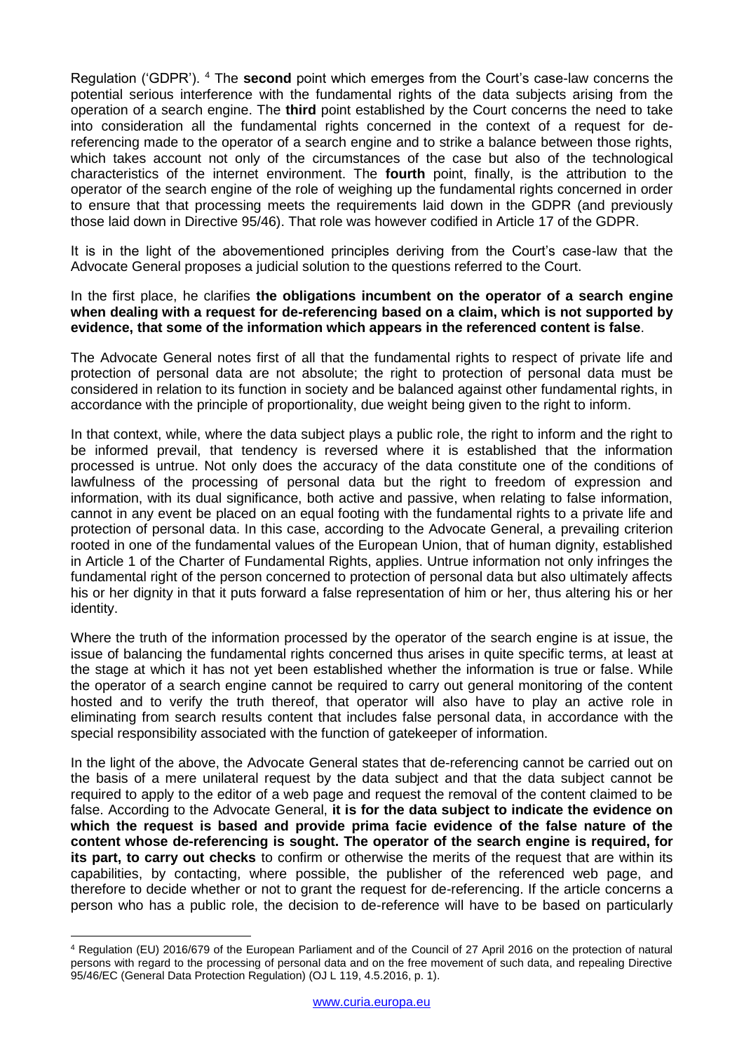Regulation ('GDPR').[4] The **second** point which emerges from the Court's case-law concerns the potential serious interference with the fundamental rights of the data subjects arising from the operation of a search engine. The **third** point established by the Court concerns the need to take into consideration all the fundamental rights concerned in the context of a request for de-referencing made to the operator of a search engine and to strike a balance between those rights, which takes account not only of the circumstances of the case but also of the technological characteristics of the internet environment. The **fourth** point, finally, is the attribution to the operator of the search engine of the role of weighing up the fundamental rights concerned in order to ensure that that processing meets the requirements laid down in the GDPR (and previously those laid down in Directive 95/46). That role was however codified in Article 17 of the GDPR.

It is in the light of the abovementioned principles deriving from the Court's case-law that the Advocate General proposes a judicial solution to the questions referred to the Court.

In the first place, he clarifies **the obligations incumbent on the operator of a search engine when dealing with a request for de-referencing based on a claim, which is not supported by evidence, that some of the information which appears in the referenced content is false**.

The Advocate General notes first of all that the fundamental rights to respect of private life and protection of personal data are not absolute; the right to protection of personal data must be considered in relation to its function in society and be balanced against other fundamental rights, in accordance with the principle of proportionality, due weight being given to the right to inform.

In that context, while, where the data subject plays a public role, the right to inform and the right to be informed prevail, that tendency is reversed where it is established that the information processed is untrue. Not only does the accuracy of the data constitute one of the conditions of lawfulness of the processing of personal data but the right to freedom of expression and information, with its dual significance, both active and passive, when relating to false information, cannot in any event be placed on an equal footing with the fundamental rights to a private life and protection of personal data. In this case, according to the Advocate General, a prevailing criterion rooted in one of the fundamental values of the European Union, that of human dignity, established in Article 1 of the Charter of Fundamental Rights, applies. Untrue information not only infringes the fundamental right of the person concerned to protection of personal data but also ultimately affects his or her dignity in that it puts forward a false representation of him or her, thus altering his or her identity.

Where the truth of the information processed by the operator of the search engine is at issue, the issue of balancing the fundamental rights concerned thus arises in quite specific terms, at least at the stage at which it has not yet been established whether the information is true or false. While the operator of a search engine cannot be required to carry out general monitoring of the content hosted and to verify the truth thereof, that operator will also have to play an active role in eliminating from search results content that includes false personal data, in accordance with the special responsibility associated with the function of gatekeeper of information.

In the light of the above, the Advocate General states that de-referencing cannot be carried out on the basis of a mere unilateral request by the data subject and that the data subject cannot be required to apply to the editor of a web page and request the removal of the content claimed to be false. According to the Advocate General, **it is for the data subject to indicate the evidence on which the request is based and provide prima facie evidence of the false nature of the content whose de-referencing is sought. The operator of the search engine is required, for its part, to carry out checks** to confirm or otherwise the merits of the request that are within its capabilities, by contacting, where possible, the publisher of the referenced web page, and therefore to decide whether or not to grant the request for de-referencing. If the article concerns a person who has a public role, the decision to de-reference will have to be based on particularly

[4] Regulation (EU) 2016/679 of the European Parliament and of the Council of 27 April 2016 on the protection of natural persons with regard to the processing of personal data and on the free movement of such data, and repealing Directive 95/46/EC (General Data Protection Regulation) (OJ L 119, 4.5.2016, p. 1).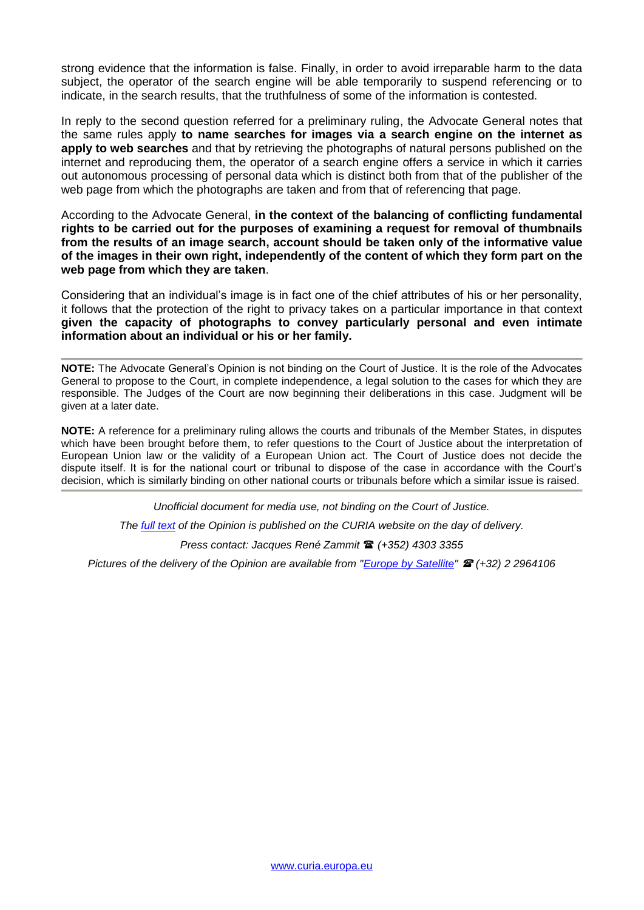strong evidence that the information is false. Finally, in order to avoid irreparable harm to the data subject, the operator of the search engine will be able temporarily to suspend referencing or to indicate, in the search results, that the truthfulness of some of the information is contested.

In reply to the second question referred for a preliminary ruling, the Advocate General notes that the same rules apply **to name searches for images via a search engine on the internet as apply to web searches** and that by retrieving the photographs of natural persons published on the internet and reproducing them, the operator of a search engine offers a service in which it carries out autonomous processing of personal data which is distinct both from that of the publisher of the web page from which the photographs are taken and from that of referencing that page.

According to the Advocate General, **in the context of the balancing of conflicting fundamental rights to be carried out for the purposes of examining a request for removal of thumbnails from the results of an image search, account should be taken only of the informative value of the images in their own right, independently of the content of which they form part on the web page from which they are taken**.

Considering that an individual's image is in fact one of the chief attributes of his or her personality, it follows that the protection of the right to privacy takes on a particular importance in that context **given the capacity of photographs to convey particularly personal and even intimate information about an individual or his or her family.**

---

**NOTE:** The Advocate General's Opinion is not binding on the Court of Justice. It is the role of the Advocates General to propose to the Court, in complete independence, a legal solution to the cases for which they are responsible. The Judges of the Court are now beginning their deliberations in this case. Judgment will be given at a later date.

**NOTE:** A reference for a preliminary ruling allows the courts and tribunals of the Member States, in disputes which have been brought before them, to refer questions to the Court of Justice about the interpretation of European Union law or the validity of a European Union act. The Court of Justice does not decide the dispute itself. It is for the national court or tribunal to dispose of the case in accordance with the Court's decision, which is similarly binding on other national courts or tribunals before which a similar issue is raised.

---

*Unofficial document for media use, not binding on the Court of Justice.*

*The [full text](#) of the Opinion is published on the CURIA website on the day of delivery.*

*Press contact: Jacques René Zammit ☎ (+352) 4303 3355*

*Pictures of the delivery of the Opinion are available from "[Europe by Satellite](#)" ☎ (+32) 2 2964106*

[www.curia.europa.eu](#)